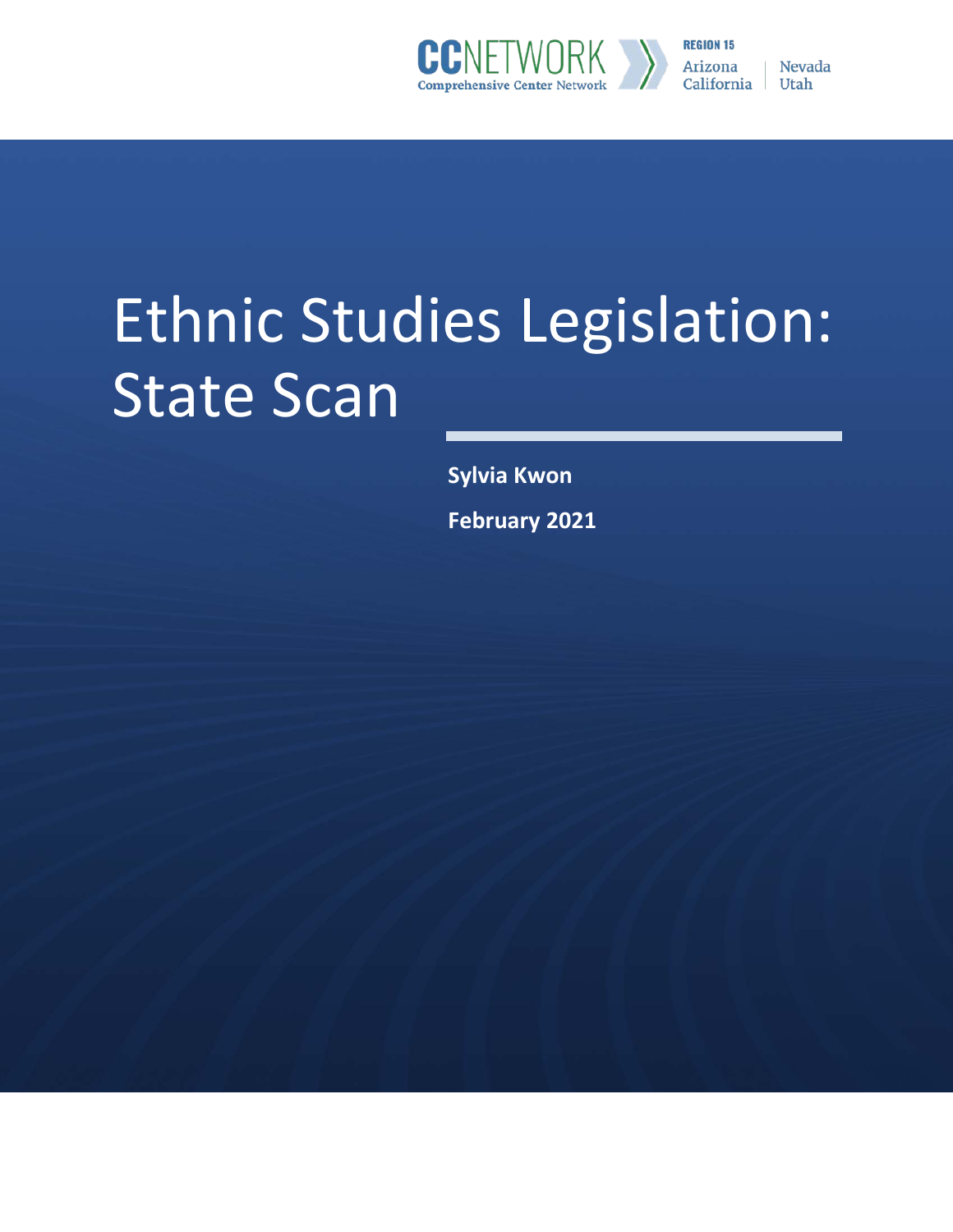CCNETWORK Comprehensive Center Network

REGION 15
Arizona | Nevada
California | Utah

# Ethnic Studies Legislation: State Scan

**Sylvia Kwon**

**February 2021**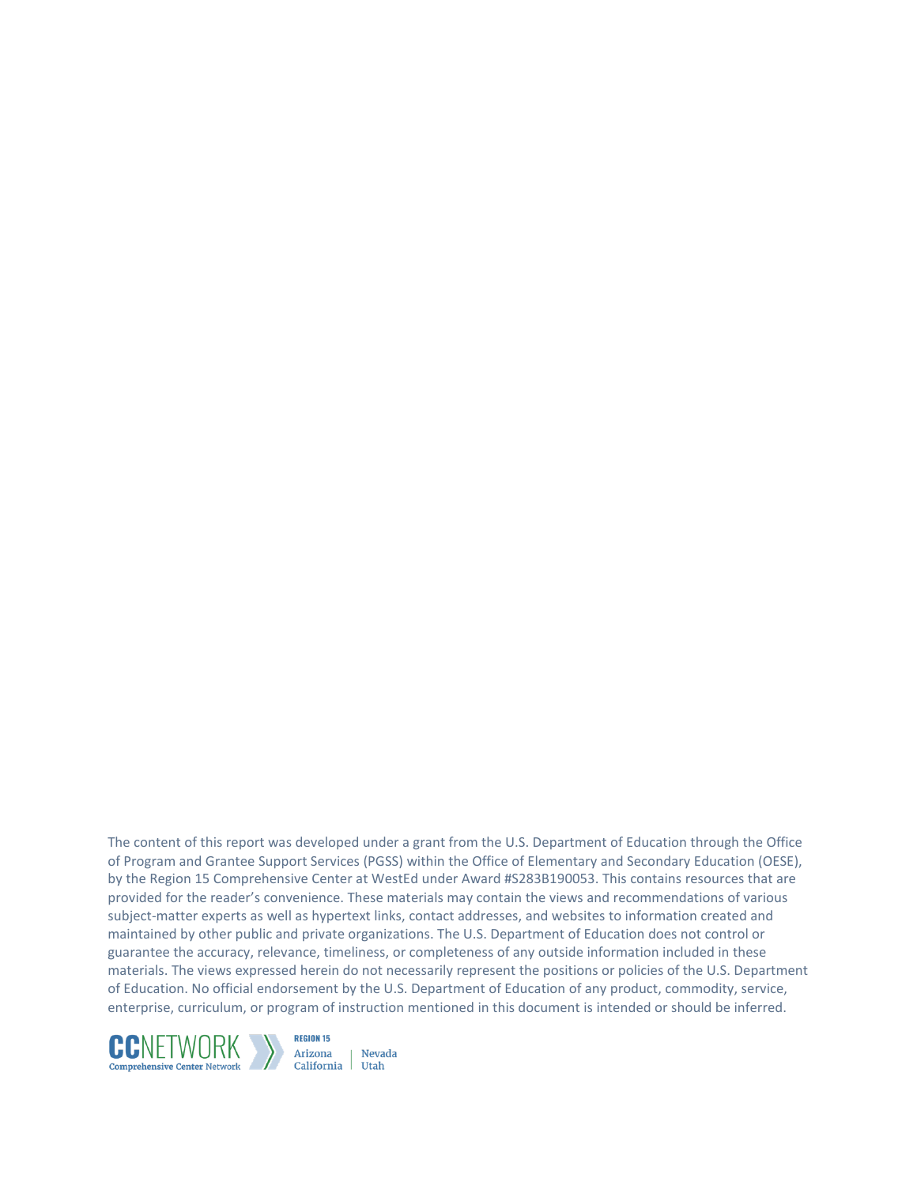The content of this report was developed under a grant from the U.S. Department of Education through the Office of Program and Grantee Support Services (PGSS) within the Office of Elementary and Secondary Education (OESE), by the Region 15 Comprehensive Center at WestEd under Award #S283B190053. This contains resources that are provided for the reader's convenience. These materials may contain the views and recommendations of various subject-matter experts as well as hypertext links, contact addresses, and websites to information created and maintained by other public and private organizations. The U.S. Department of Education does not control or guarantee the accuracy, relevance, timeliness, or completeness of any outside information included in these materials. The views expressed herein do not necessarily represent the positions or policies of the U.S. Department of Education. No official endorsement by the U.S. Department of Education of any product, commodity, service, enterprise, curriculum, or program of instruction mentioned in this document is intended or should be inferred.

CCNETWORK Comprehensive Center Network

REGION 15
Arizona | Nevada
California | Utah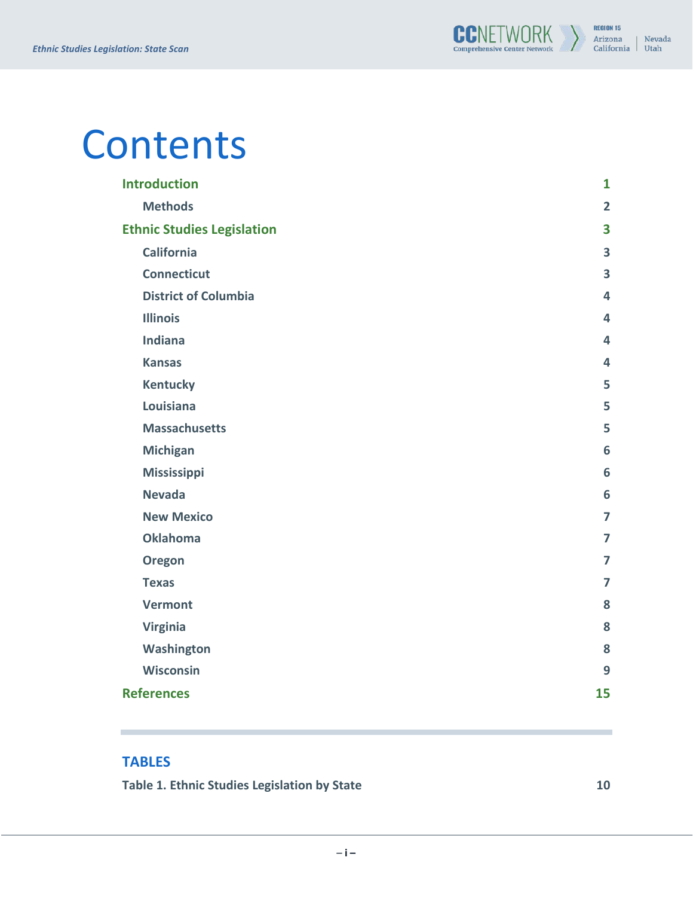# Contents

| | |
|---|---|
| **Introduction** | 1 |
| Methods | 2 |
| **Ethnic Studies Legislation** | 3 |
| California | 3 |
| Connecticut | 3 |
| District of Columbia | 4 |
| Illinois | 4 |
| Indiana | 4 |
| Kansas | 4 |
| Kentucky | 5 |
| Louisiana | 5 |
| Massachusetts | 5 |
| Michigan | 6 |
| Mississippi | 6 |
| Nevada | 6 |
| New Mexico | 7 |
| Oklahoma | 7 |
| Oregon | 7 |
| Texas | 7 |
| Vermont | 8 |
| Virginia | 8 |
| Washington | 8 |
| Wisconsin | 9 |
| **References** | 15 |

## TABLES

| | |
|---|---|
| Table 1. Ethnic Studies Legislation by State | 10 |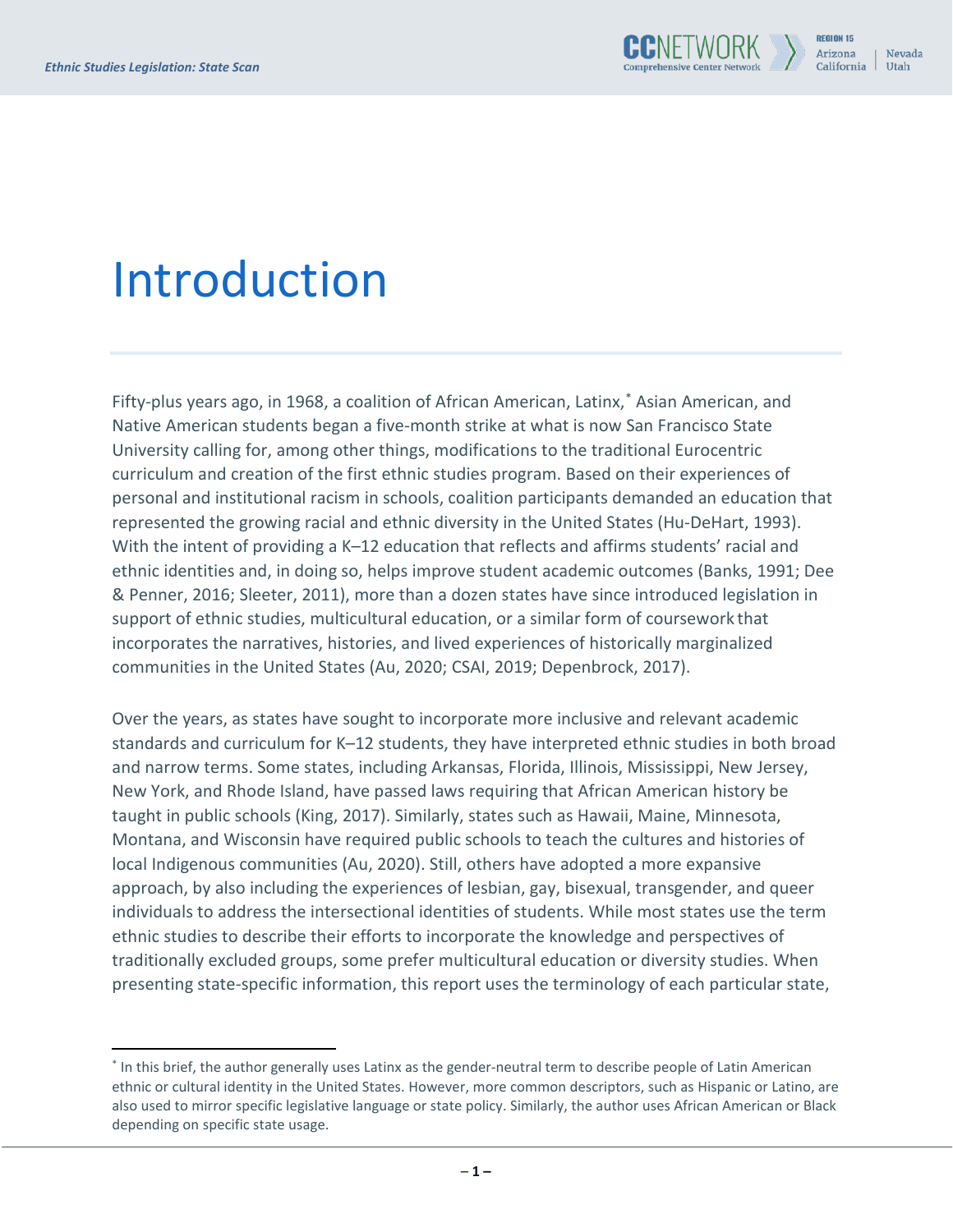# Introduction

Fifty-plus years ago, in 1968, a coalition of African American, Latinx,[*] Asian American, and Native American students began a five-month strike at what is now San Francisco State University calling for, among other things, modifications to the traditional Eurocentric curriculum and creation of the first ethnic studies program. Based on their experiences of personal and institutional racism in schools, coalition participants demanded an education that represented the growing racial and ethnic diversity in the United States (Hu-DeHart, 1993). With the intent of providing a K–12 education that reflects and affirms students' racial and ethnic identities and, in doing so, helps improve student academic outcomes (Banks, 1991; Dee & Penner, 2016; Sleeter, 2011), more than a dozen states have since introduced legislation in support of ethnic studies, multicultural education, or a similar form of coursework that incorporates the narratives, histories, and lived experiences of historically marginalized communities in the United States (Au, 2020; CSAI, 2019; Depenbrock, 2017).

Over the years, as states have sought to incorporate more inclusive and relevant academic standards and curriculum for K–12 students, they have interpreted ethnic studies in both broad and narrow terms. Some states, including Arkansas, Florida, Illinois, Mississippi, New Jersey, New York, and Rhode Island, have passed laws requiring that African American history be taught in public schools (King, 2017). Similarly, states such as Hawaii, Maine, Minnesota, Montana, and Wisconsin have required public schools to teach the cultures and histories of local Indigenous communities (Au, 2020). Still, others have adopted a more expansive approach, by also including the experiences of lesbian, gay, bisexual, transgender, and queer individuals to address the intersectional identities of students. While most states use the term ethnic studies to describe their efforts to incorporate the knowledge and perspectives of traditionally excluded groups, some prefer multicultural education or diversity studies. When presenting state-specific information, this report uses the terminology of each particular state,

[*] In this brief, the author generally uses Latinx as the gender-neutral term to describe people of Latin American ethnic or cultural identity in the United States. However, more common descriptors, such as Hispanic or Latino, are also used to mirror specific legislative language or state policy. Similarly, the author uses African American or Black depending on specific state usage.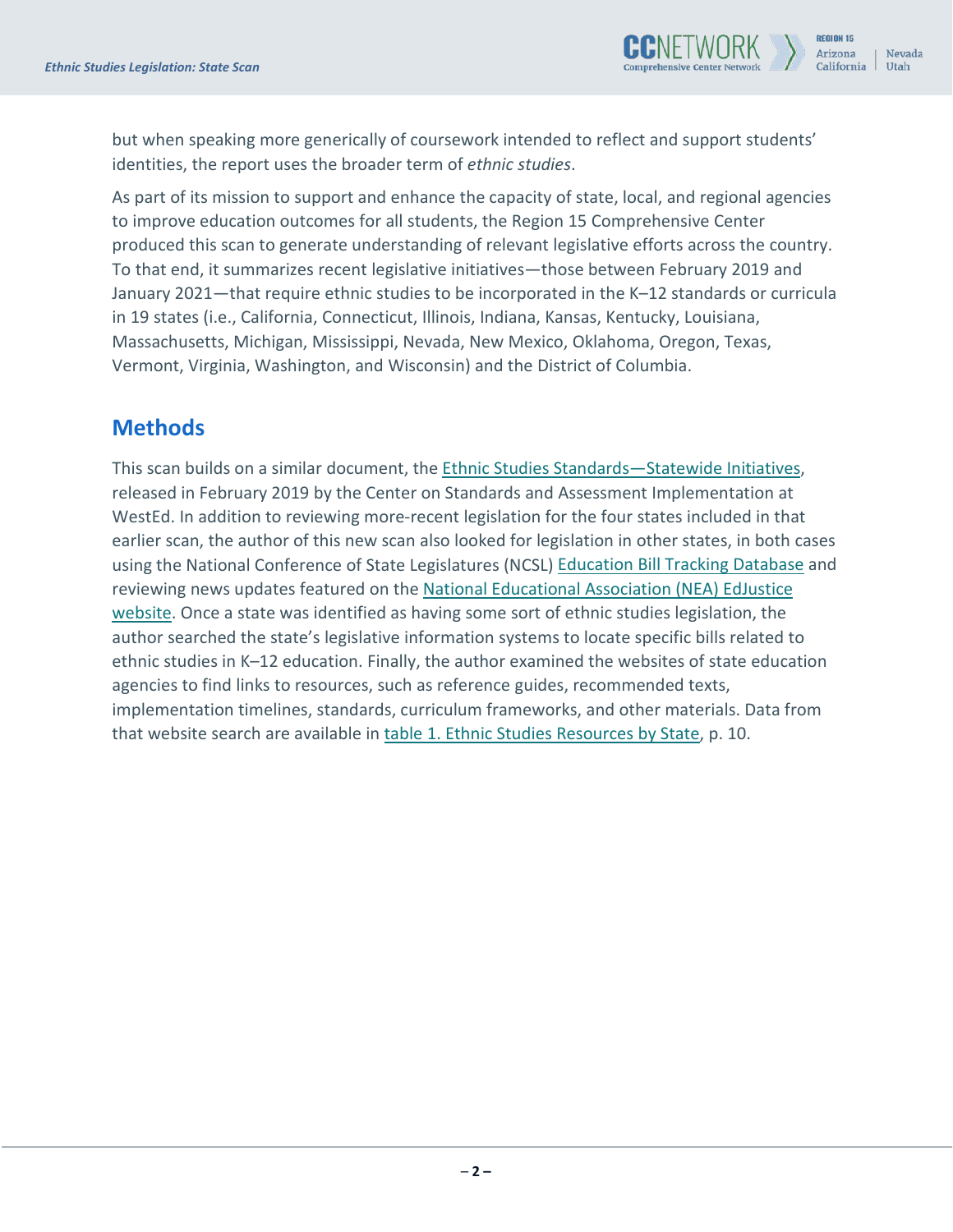but when speaking more generically of coursework intended to reflect and support students' identities, the report uses the broader term of *ethnic studies*.

As part of its mission to support and enhance the capacity of state, local, and regional agencies to improve education outcomes for all students, the Region 15 Comprehensive Center produced this scan to generate understanding of relevant legislative efforts across the country. To that end, it summarizes recent legislative initiatives—those between February 2019 and January 2021—that require ethnic studies to be incorporated in the K–12 standards or curricula in 19 states (i.e., California, Connecticut, Illinois, Indiana, Kansas, Kentucky, Louisiana, Massachusetts, Michigan, Mississippi, Nevada, New Mexico, Oklahoma, Oregon, Texas, Vermont, Virginia, Washington, and Wisconsin) and the District of Columbia.

## Methods

This scan builds on a similar document, the Ethnic Studies Standards—Statewide Initiatives, released in February 2019 by the Center on Standards and Assessment Implementation at WestEd. In addition to reviewing more-recent legislation for the four states included in that earlier scan, the author of this new scan also looked for legislation in other states, in both cases using the National Conference of State Legislatures (NCSL) Education Bill Tracking Database and reviewing news updates featured on the National Educational Association (NEA) EdJustice website. Once a state was identified as having some sort of ethnic studies legislation, the author searched the state's legislative information systems to locate specific bills related to ethnic studies in K–12 education. Finally, the author examined the websites of state education agencies to find links to resources, such as reference guides, recommended texts, implementation timelines, standards, curriculum frameworks, and other materials. Data from that website search are available in table 1. Ethnic Studies Resources by State, p. 10.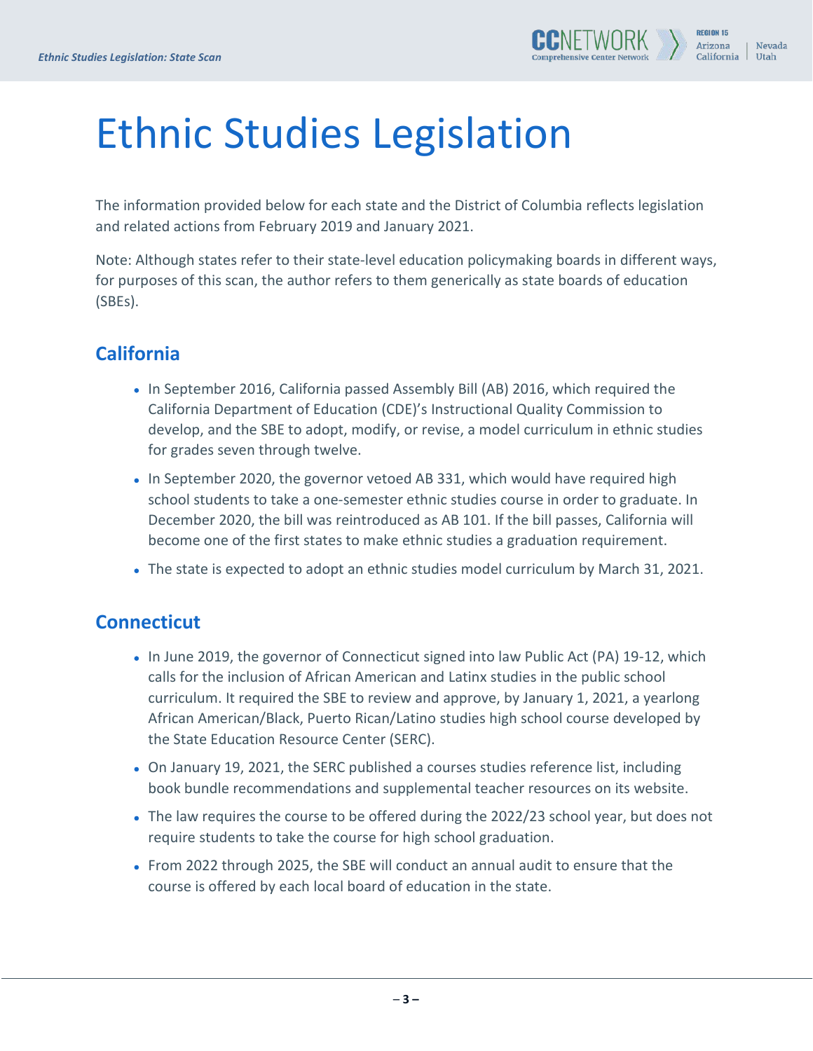# Ethnic Studies Legislation

The information provided below for each state and the District of Columbia reflects legislation and related actions from February 2019 and January 2021.

Note: Although states refer to their state-level education policymaking boards in different ways, for purposes of this scan, the author refers to them generically as state boards of education (SBEs).

## California

- In September 2016, California passed Assembly Bill (AB) 2016, which required the California Department of Education (CDE)'s Instructional Quality Commission to develop, and the SBE to adopt, modify, or revise, a model curriculum in ethnic studies for grades seven through twelve.
- In September 2020, the governor vetoed AB 331, which would have required high school students to take a one-semester ethnic studies course in order to graduate. In December 2020, the bill was reintroduced as AB 101. If the bill passes, California will become one of the first states to make ethnic studies a graduation requirement.
- The state is expected to adopt an ethnic studies model curriculum by March 31, 2021.

## Connecticut

- In June 2019, the governor of Connecticut signed into law Public Act (PA) 19-12, which calls for the inclusion of African American and Latinx studies in the public school curriculum. It required the SBE to review and approve, by January 1, 2021, a yearlong African American/Black, Puerto Rican/Latino studies high school course developed by the State Education Resource Center (SERC).
- On January 19, 2021, the SERC published a courses studies reference list, including book bundle recommendations and supplemental teacher resources on its website.
- The law requires the course to be offered during the 2022/23 school year, but does not require students to take the course for high school graduation.
- From 2022 through 2025, the SBE will conduct an annual audit to ensure that the course is offered by each local board of education in the state.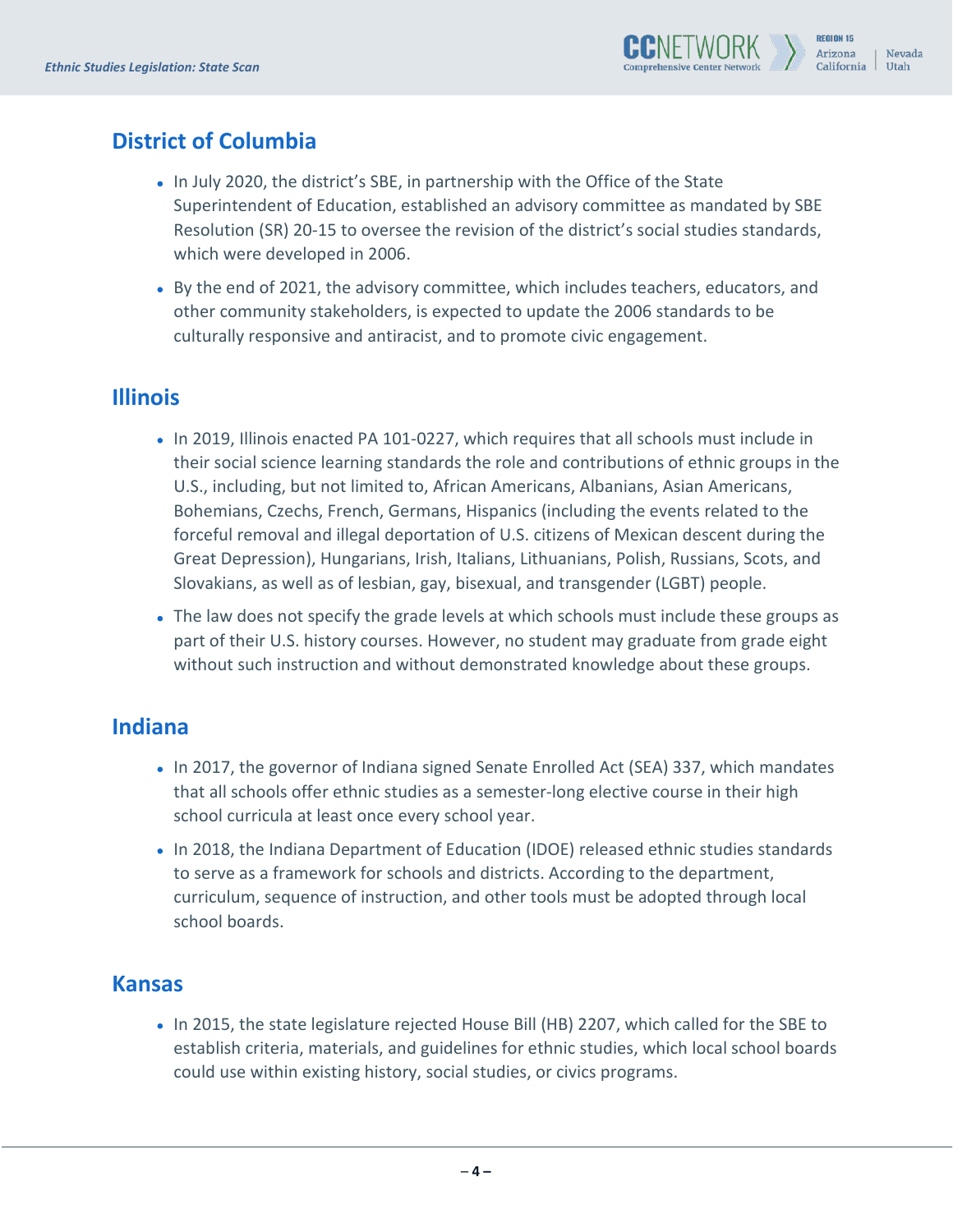## District of Columbia

- In July 2020, the district's SBE, in partnership with the Office of the State Superintendent of Education, established an advisory committee as mandated by SBE Resolution (SR) 20-15 to oversee the revision of the district's social studies standards, which were developed in 2006.
- By the end of 2021, the advisory committee, which includes teachers, educators, and other community stakeholders, is expected to update the 2006 standards to be culturally responsive and antiracist, and to promote civic engagement.

## Illinois

- In 2019, Illinois enacted PA 101-0227, which requires that all schools must include in their social science learning standards the role and contributions of ethnic groups in the U.S., including, but not limited to, African Americans, Albanians, Asian Americans, Bohemians, Czechs, French, Germans, Hispanics (including the events related to the forceful removal and illegal deportation of U.S. citizens of Mexican descent during the Great Depression), Hungarians, Irish, Italians, Lithuanians, Polish, Russians, Scots, and Slovakians, as well as of lesbian, gay, bisexual, and transgender (LGBT) people.
- The law does not specify the grade levels at which schools must include these groups as part of their U.S. history courses. However, no student may graduate from grade eight without such instruction and without demonstrated knowledge about these groups.

## Indiana

- In 2017, the governor of Indiana signed Senate Enrolled Act (SEA) 337, which mandates that all schools offer ethnic studies as a semester-long elective course in their high school curricula at least once every school year.
- In 2018, the Indiana Department of Education (IDOE) released ethnic studies standards to serve as a framework for schools and districts. According to the department, curriculum, sequence of instruction, and other tools must be adopted through local school boards.

## Kansas

- In 2015, the state legislature rejected House Bill (HB) 2207, which called for the SBE to establish criteria, materials, and guidelines for ethnic studies, which local school boards could use within existing history, social studies, or civics programs.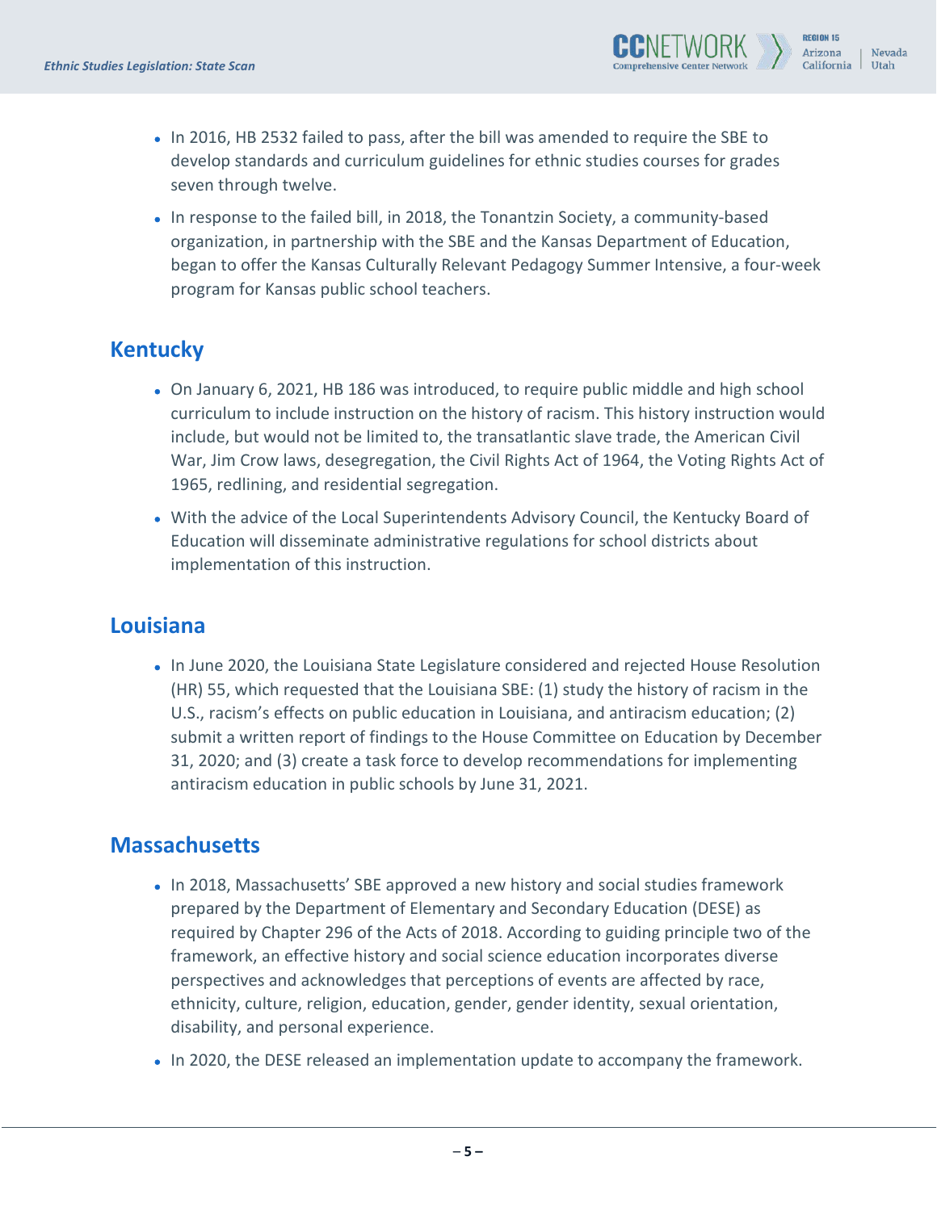- In 2016, HB 2532 failed to pass, after the bill was amended to require the SBE to develop standards and curriculum guidelines for ethnic studies courses for grades seven through twelve.
- In response to the failed bill, in 2018, the Tonantzin Society, a community-based organization, in partnership with the SBE and the Kansas Department of Education, began to offer the Kansas Culturally Relevant Pedagogy Summer Intensive, a four-week program for Kansas public school teachers.

## Kentucky

- On January 6, 2021, HB 186 was introduced, to require public middle and high school curriculum to include instruction on the history of racism. This history instruction would include, but would not be limited to, the transatlantic slave trade, the American Civil War, Jim Crow laws, desegregation, the Civil Rights Act of 1964, the Voting Rights Act of 1965, redlining, and residential segregation.
- With the advice of the Local Superintendents Advisory Council, the Kentucky Board of Education will disseminate administrative regulations for school districts about implementation of this instruction.

## Louisiana

- In June 2020, the Louisiana State Legislature considered and rejected House Resolution (HR) 55, which requested that the Louisiana SBE: (1) study the history of racism in the U.S., racism's effects on public education in Louisiana, and antiracism education; (2) submit a written report of findings to the House Committee on Education by December 31, 2020; and (3) create a task force to develop recommendations for implementing antiracism education in public schools by June 31, 2021.

## Massachusetts

- In 2018, Massachusetts' SBE approved a new history and social studies framework prepared by the Department of Elementary and Secondary Education (DESE) as required by Chapter 296 of the Acts of 2018. According to guiding principle two of the framework, an effective history and social science education incorporates diverse perspectives and acknowledges that perceptions of events are affected by race, ethnicity, culture, religion, education, gender, gender identity, sexual orientation, disability, and personal experience.
- In 2020, the DESE released an implementation update to accompany the framework.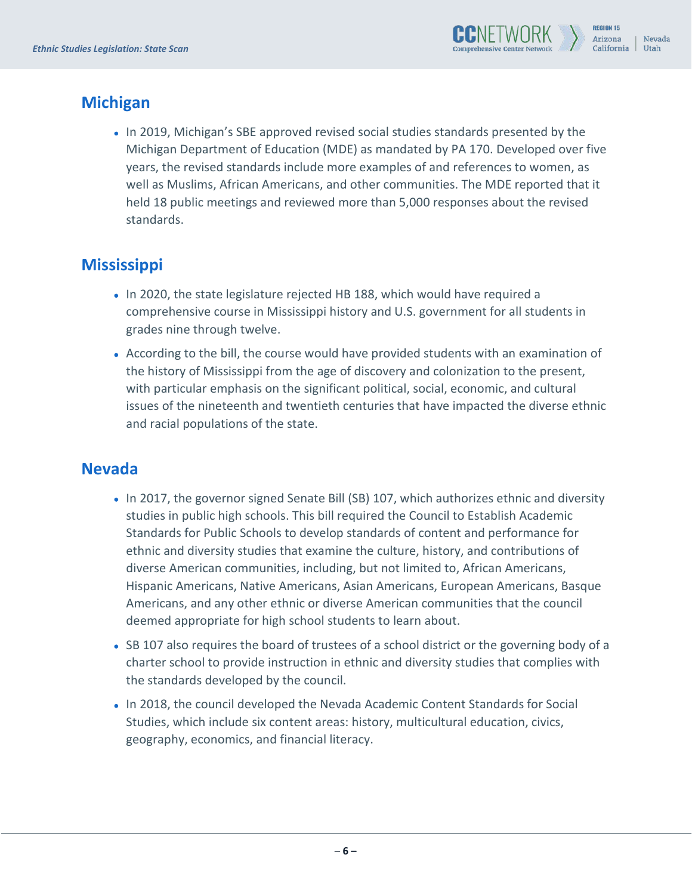## Michigan

- In 2019, Michigan's SBE approved revised social studies standards presented by the Michigan Department of Education (MDE) as mandated by PA 170. Developed over five years, the revised standards include more examples of and references to women, as well as Muslims, African Americans, and other communities. The MDE reported that it held 18 public meetings and reviewed more than 5,000 responses about the revised standards.

## Mississippi

- In 2020, the state legislature rejected HB 188, which would have required a comprehensive course in Mississippi history and U.S. government for all students in grades nine through twelve.
- According to the bill, the course would have provided students with an examination of the history of Mississippi from the age of discovery and colonization to the present, with particular emphasis on the significant political, social, economic, and cultural issues of the nineteenth and twentieth centuries that have impacted the diverse ethnic and racial populations of the state.

## Nevada

- In 2017, the governor signed Senate Bill (SB) 107, which authorizes ethnic and diversity studies in public high schools. This bill required the Council to Establish Academic Standards for Public Schools to develop standards of content and performance for ethnic and diversity studies that examine the culture, history, and contributions of diverse American communities, including, but not limited to, African Americans, Hispanic Americans, Native Americans, Asian Americans, European Americans, Basque Americans, and any other ethnic or diverse American communities that the council deemed appropriate for high school students to learn about.
- SB 107 also requires the board of trustees of a school district or the governing body of a charter school to provide instruction in ethnic and diversity studies that complies with the standards developed by the council.
- In 2018, the council developed the Nevada Academic Content Standards for Social Studies, which include six content areas: history, multicultural education, civics, geography, economics, and financial literacy.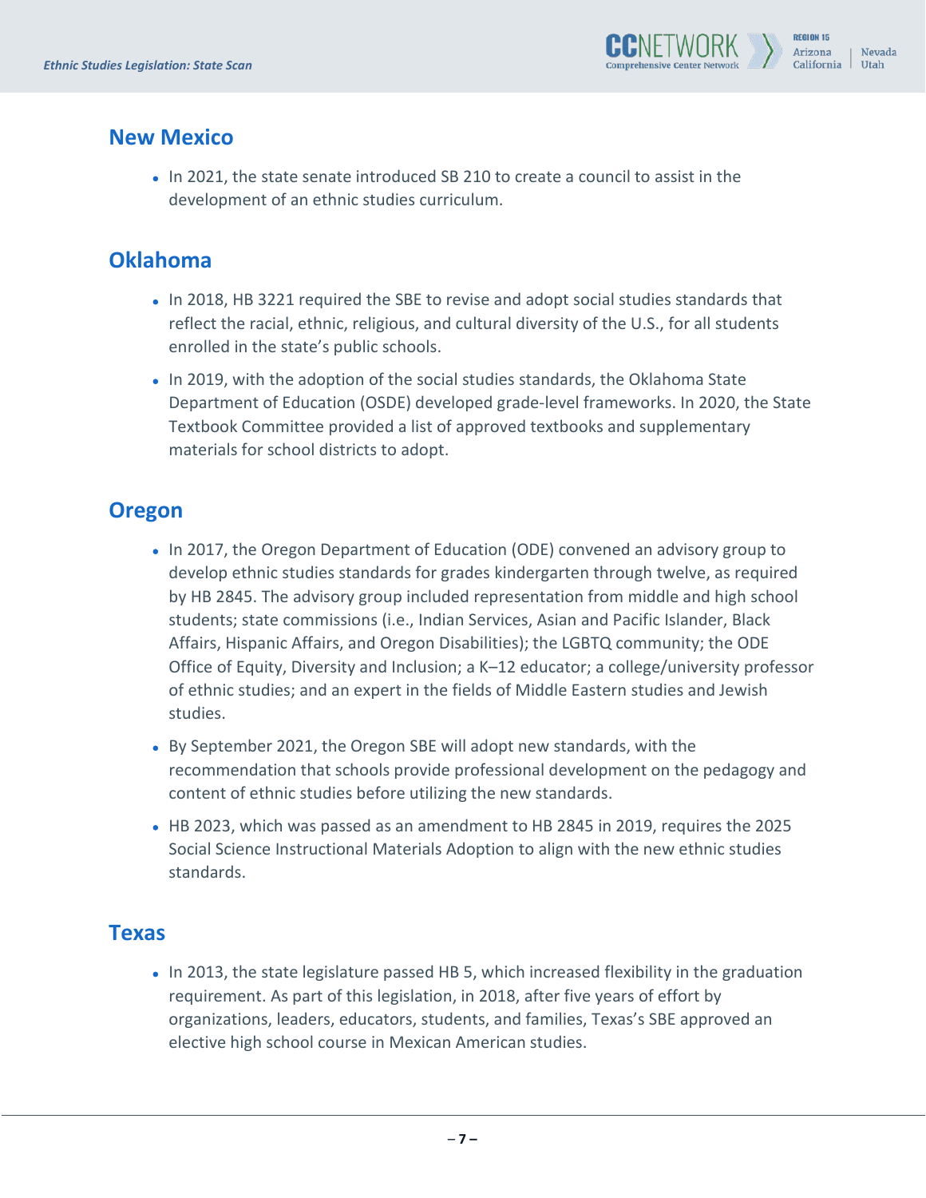## New Mexico

- In 2021, the state senate introduced SB 210 to create a council to assist in the development of an ethnic studies curriculum.

## Oklahoma

- In 2018, HB 3221 required the SBE to revise and adopt social studies standards that reflect the racial, ethnic, religious, and cultural diversity of the U.S., for all students enrolled in the state's public schools.
- In 2019, with the adoption of the social studies standards, the Oklahoma State Department of Education (OSDE) developed grade-level frameworks. In 2020, the State Textbook Committee provided a list of approved textbooks and supplementary materials for school districts to adopt.

## Oregon

- In 2017, the Oregon Department of Education (ODE) convened an advisory group to develop ethnic studies standards for grades kindergarten through twelve, as required by HB 2845. The advisory group included representation from middle and high school students; state commissions (i.e., Indian Services, Asian and Pacific Islander, Black Affairs, Hispanic Affairs, and Oregon Disabilities); the LGBTQ community; the ODE Office of Equity, Diversity and Inclusion; a K–12 educator; a college/university professor of ethnic studies; and an expert in the fields of Middle Eastern studies and Jewish studies.
- By September 2021, the Oregon SBE will adopt new standards, with the recommendation that schools provide professional development on the pedagogy and content of ethnic studies before utilizing the new standards.
- HB 2023, which was passed as an amendment to HB 2845 in 2019, requires the 2025 Social Science Instructional Materials Adoption to align with the new ethnic studies standards.

## Texas

- In 2013, the state legislature passed HB 5, which increased flexibility in the graduation requirement. As part of this legislation, in 2018, after five years of effort by organizations, leaders, educators, students, and families, Texas's SBE approved an elective high school course in Mexican American studies.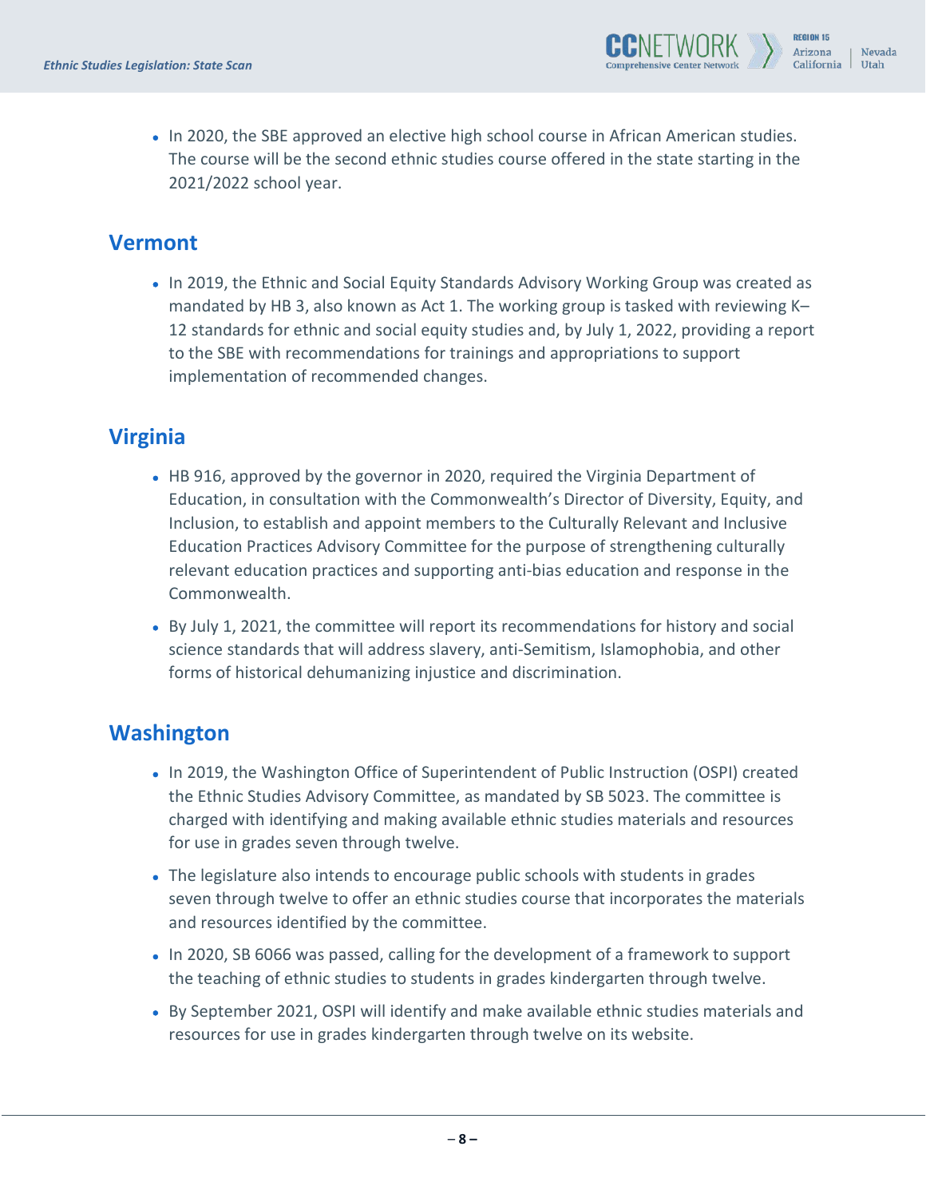- In 2020, the SBE approved an elective high school course in African American studies. The course will be the second ethnic studies course offered in the state starting in the 2021/2022 school year.

## Vermont

- In 2019, the Ethnic and Social Equity Standards Advisory Working Group was created as mandated by HB 3, also known as Act 1. The working group is tasked with reviewing K–12 standards for ethnic and social equity studies and, by July 1, 2022, providing a report to the SBE with recommendations for trainings and appropriations to support implementation of recommended changes.

## Virginia

- HB 916, approved by the governor in 2020, required the Virginia Department of Education, in consultation with the Commonwealth's Director of Diversity, Equity, and Inclusion, to establish and appoint members to the Culturally Relevant and Inclusive Education Practices Advisory Committee for the purpose of strengthening culturally relevant education practices and supporting anti-bias education and response in the Commonwealth.
- By July 1, 2021, the committee will report its recommendations for history and social science standards that will address slavery, anti-Semitism, Islamophobia, and other forms of historical dehumanizing injustice and discrimination.

## Washington

- In 2019, the Washington Office of Superintendent of Public Instruction (OSPI) created the Ethnic Studies Advisory Committee, as mandated by SB 5023. The committee is charged with identifying and making available ethnic studies materials and resources for use in grades seven through twelve.
- The legislature also intends to encourage public schools with students in grades seven through twelve to offer an ethnic studies course that incorporates the materials and resources identified by the committee.
- In 2020, SB 6066 was passed, calling for the development of a framework to support the teaching of ethnic studies to students in grades kindergarten through twelve.
- By September 2021, OSPI will identify and make available ethnic studies materials and resources for use in grades kindergarten through twelve on its website.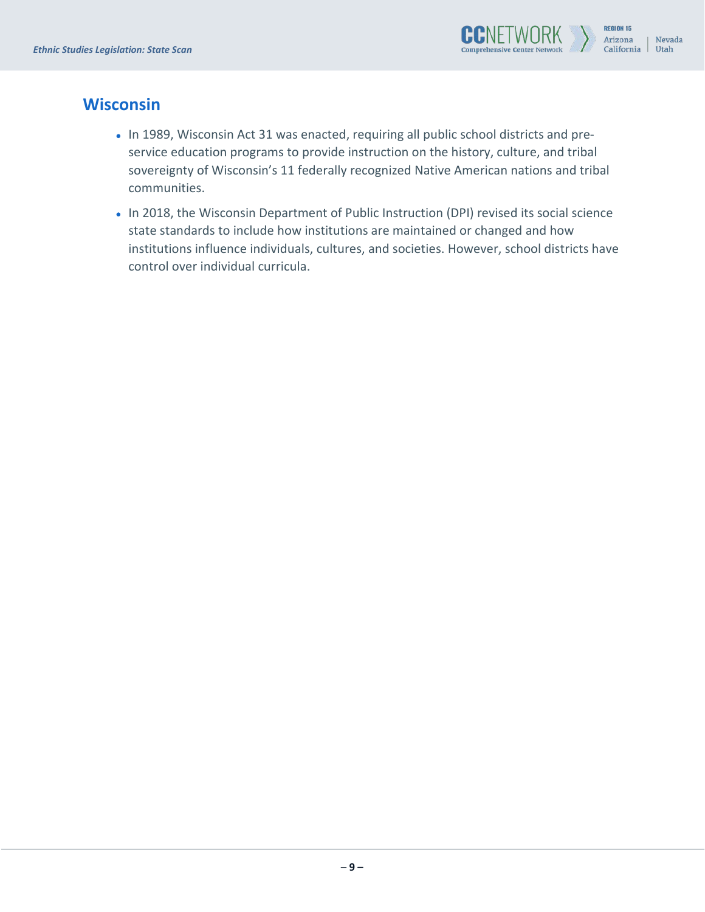## Wisconsin

- In 1989, Wisconsin Act 31 was enacted, requiring all public school districts and pre-service education programs to provide instruction on the history, culture, and tribal sovereignty of Wisconsin's 11 federally recognized Native American nations and tribal communities.
- In 2018, the Wisconsin Department of Public Instruction (DPI) revised its social science state standards to include how institutions are maintained or changed and how institutions influence individuals, cultures, and societies. However, school districts have control over individual curricula.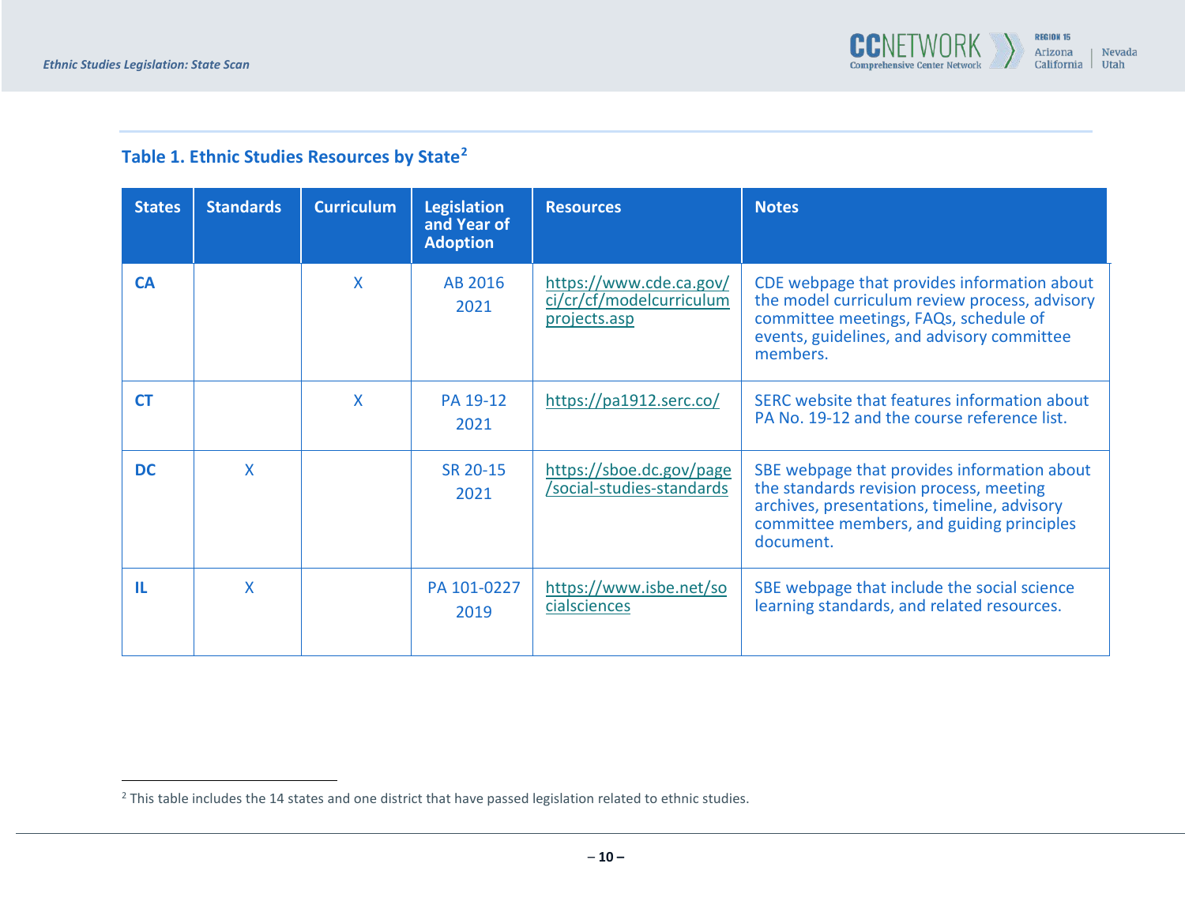### Table 1. Ethnic Studies Resources by State[2]

| States | Standards | Curriculum | Legislation and Year of Adoption | Resources | Notes |
|---|---|---|---|---|---|
| **CA** | | X | AB 2016 2021 | https://www.cde.ca.gov/ci/cr/cf/modelcurriculumprojects.asp | CDE webpage that provides information about the model curriculum review process, advisory committee meetings, FAQs, schedule of events, guidelines, and advisory committee members. |
| **CT** | | X | PA 19-12 2021 | https://pa1912.serc.co/ | SERC website that features information about PA No. 19-12 and the course reference list. |
| **DC** | X | | SR 20-15 2021 | https://sboe.dc.gov/page/social-studies-standards | SBE webpage that provides information about the standards revision process, meeting archives, presentations, timeline, advisory committee members, and guiding principles document. |
| **IL** | X | | PA 101-0227 2019 | https://www.isbe.net/socialsciences | SBE webpage that include the social science learning standards, and related resources. |

[2] This table includes the 14 states and one district that have passed legislation related to ethnic studies.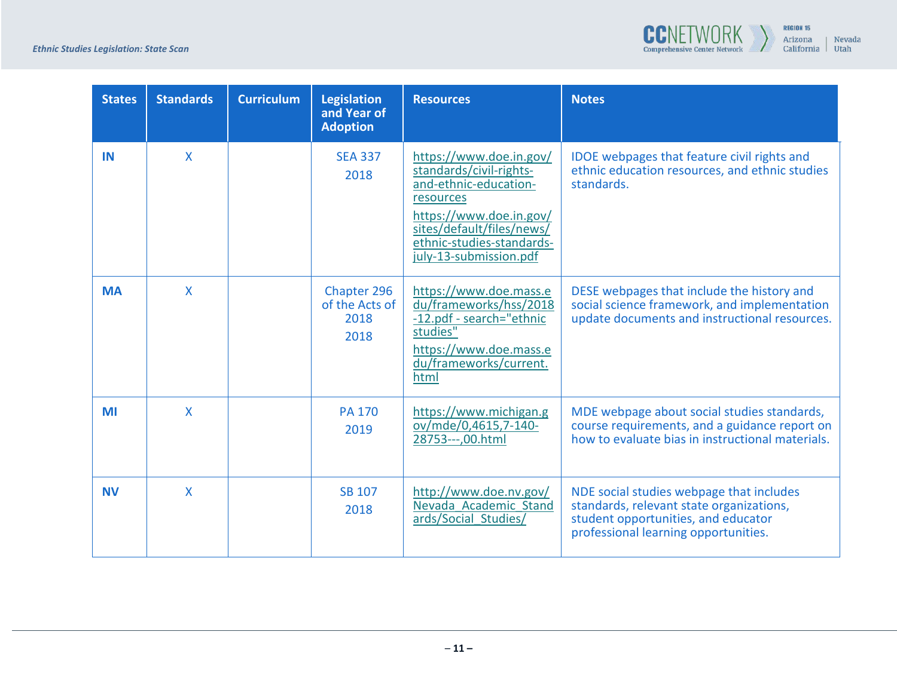| States | Standards | Curriculum | Legislation and Year of Adoption | Resources | Notes |
|---|---|---|---|---|---|
| **IN** | X | | SEA 337<br>2018 | https://www.doe.in.gov/standards/civil-rights-and-ethnic-education-resources<br>https://www.doe.in.gov/sites/default/files/news/ethnic-studies-standards-july-13-submission.pdf | IDOE webpages that feature civil rights and ethnic education resources, and ethnic studies standards. |
| **MA** | X | | Chapter 296 of the Acts of 2018<br>2018 | https://www.doe.mass.edu/frameworks/hss/2018-12.pdf - search="ethnic studies"<br>https://www.doe.mass.edu/frameworks/current.html | DESE webpages that include the history and social science framework, and implementation update documents and instructional resources. |
| **MI** | X | | PA 170<br>2019 | https://www.michigan.gov/mde/0,4615,7-140-28753---,00.html | MDE webpage about social studies standards, course requirements, and a guidance report on how to evaluate bias in instructional materials. |
| **NV** | X | | SB 107<br>2018 | http://www.doe.nv.gov/Nevada_Academic_Standards/Social_Studies/ | NDE social studies webpage that includes standards, relevant state organizations, student opportunities, and educator professional learning opportunities. |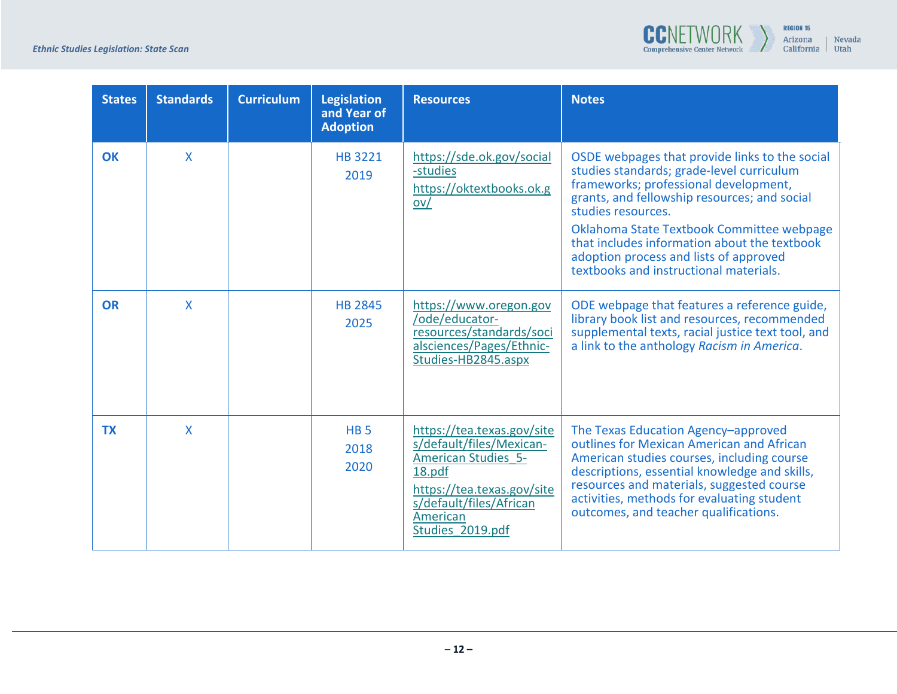| States | Standards | Curriculum | Legislation and Year of Adoption | Resources | Notes |
|---|---|---|---|---|---|
| **OK** | X | | HB 3221<br>2019 | https://sde.ok.gov/social-studies<br>https://oktextbooks.ok.gov/ | OSDE webpages that provide links to the social studies standards; grade-level curriculum frameworks; professional development, grants, and fellowship resources; and social studies resources.<br>Oklahoma State Textbook Committee webpage that includes information about the textbook adoption process and lists of approved textbooks and instructional materials. |
| **OR** | X | | HB 2845<br>2025 | https://www.oregon.gov/ode/educator-resources/standards/socialsciences/Pages/Ethnic-Studies-HB2845.aspx | ODE webpage that features a reference guide, library book list and resources, recommended supplemental texts, racial justice text tool, and a link to the anthology *Racism in America*. |
| **TX** | X | | HB 5<br>2018<br>2020 | https://tea.texas.gov/sites/default/files/Mexican-American Studies_5-18.pdf<br>https://tea.texas.gov/sites/default/files/African American Studies_2019.pdf | The Texas Education Agency–approved outlines for Mexican American and African American studies courses, including course descriptions, essential knowledge and skills, resources and materials, suggested course activities, methods for evaluating student outcomes, and teacher qualifications. |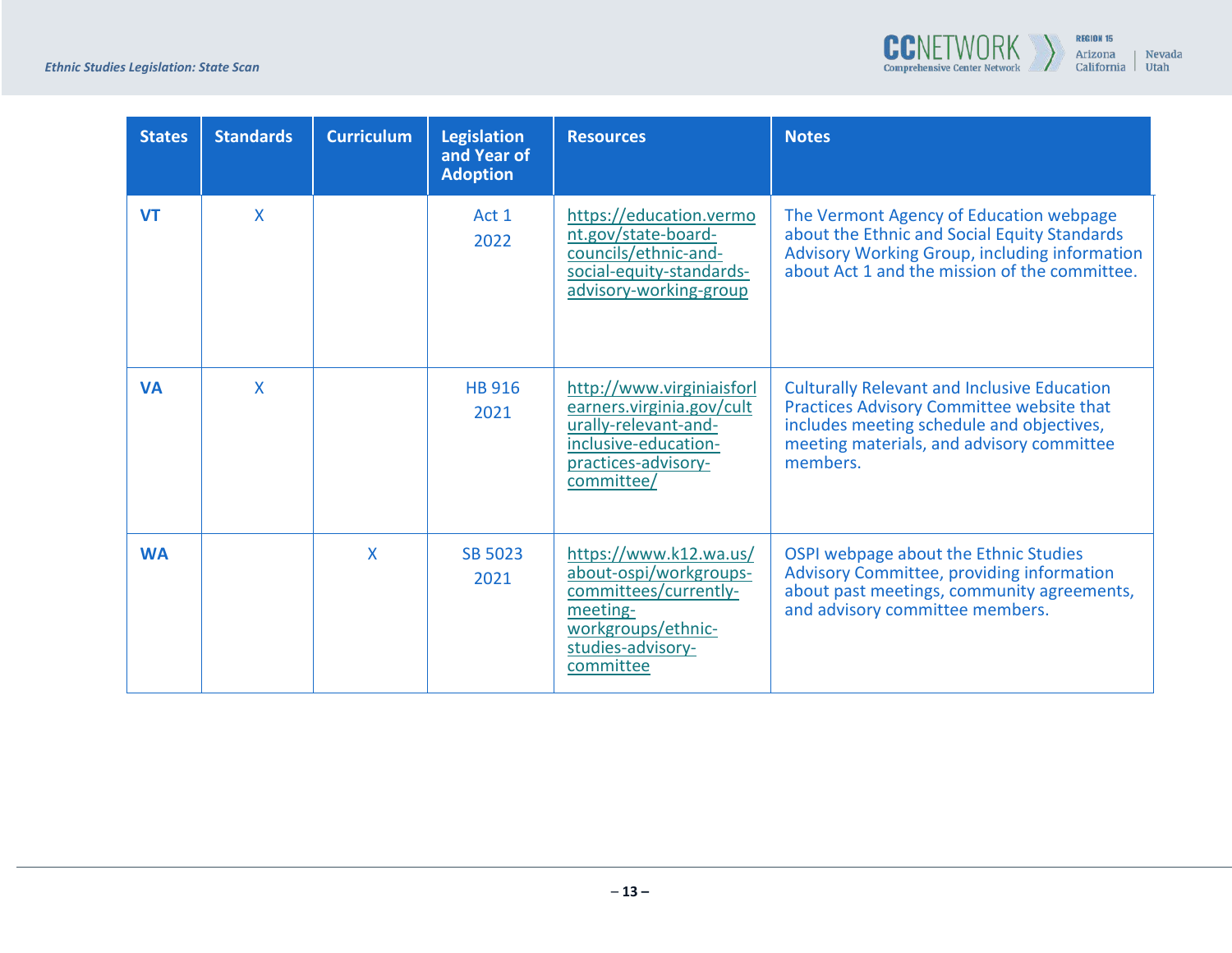| States | Standards | Curriculum | Legislation and Year of Adoption | Resources | Notes |
|---|---|---|---|---|---|
| **VT** | X | | Act 1<br>2022 | https://education.vermont.gov/state-board-councils/ethnic-and-social-equity-standards-advisory-working-group | The Vermont Agency of Education webpage about the Ethnic and Social Equity Standards Advisory Working Group, including information about Act 1 and the mission of the committee. |
| **VA** | X | | HB 916<br>2021 | http://www.virginiaisforlearners.virginia.gov/culturally-relevant-and-inclusive-education-practices-advisory-committee/ | Culturally Relevant and Inclusive Education Practices Advisory Committee website that includes meeting schedule and objectives, meeting materials, and advisory committee members. |
| **WA** | | X | SB 5023<br>2021 | https://www.k12.wa.us/about-ospi/workgroups-committees/currently-meeting-workgroups/ethnic-studies-advisory-committee | OSPI webpage about the Ethnic Studies Advisory Committee, providing information about past meetings, community agreements, and advisory committee members. |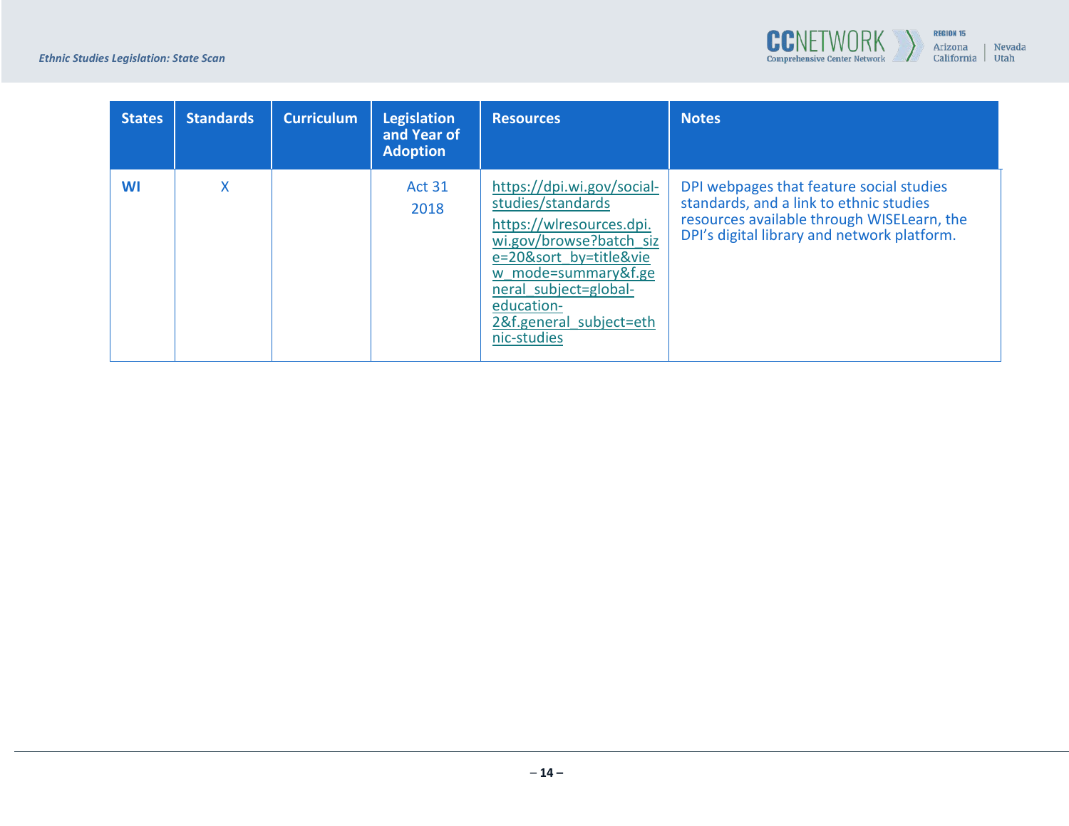| States | Standards | Curriculum | Legislation and Year of Adoption | Resources | Notes |
|---|---|---|---|---|---|
| **WI** | X | | Act 31 2018 | https://dpi.wi.gov/social-studies/standards https://wlresources.dpi.wi.gov/browse?batch_size=20&sort_by=title&view_mode=summary&f.general_subject=global-education-2&f.general_subject=ethnic-studies | DPI webpages that feature social studies standards, and a link to ethnic studies resources available through WISELearn, the DPI's digital library and network platform. |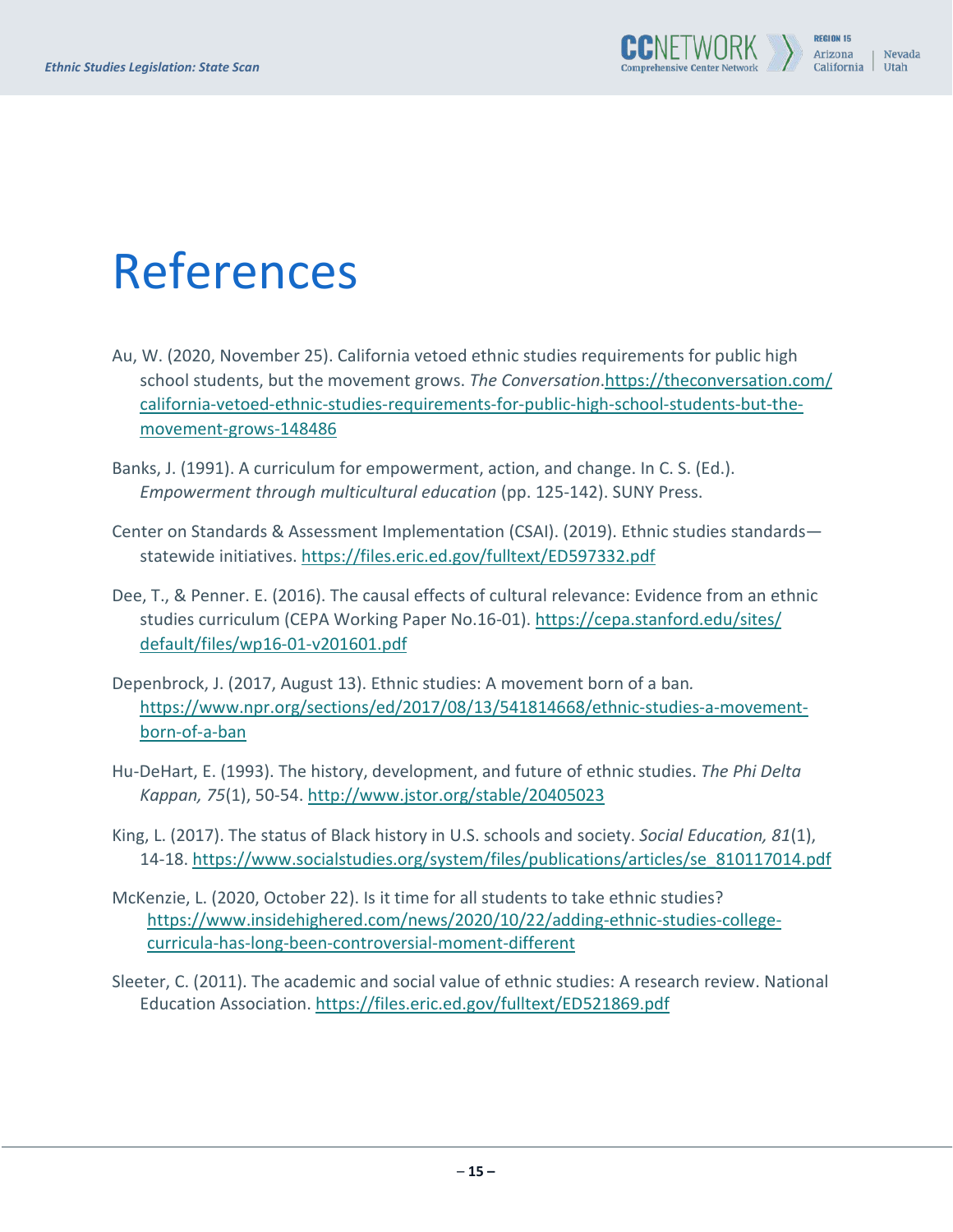# References

Au, W. (2020, November 25). California vetoed ethnic studies requirements for public high school students, but the movement grows. *The Conversation*.https://theconversation.com/california-vetoed-ethnic-studies-requirements-for-public-high-school-students-but-the-movement-grows-148486

Banks, J. (1991). A curriculum for empowerment, action, and change. In C. S. (Ed.). *Empowerment through multicultural education* (pp. 125-142). SUNY Press.

Center on Standards & Assessment Implementation (CSAI). (2019). Ethnic studies standards—statewide initiatives. https://files.eric.ed.gov/fulltext/ED597332.pdf

Dee, T., & Penner. E. (2016). The causal effects of cultural relevance: Evidence from an ethnic studies curriculum (CEPA Working Paper No.16-01). https://cepa.stanford.edu/sites/default/files/wp16-01-v201601.pdf

Depenbrock, J. (2017, August 13). Ethnic studies: A movement born of a ban. https://www.npr.org/sections/ed/2017/08/13/541814668/ethnic-studies-a-movement-born-of-a-ban

Hu-DeHart, E. (1993). The history, development, and future of ethnic studies. *The Phi Delta Kappan, 75*(1), 50-54. http://www.jstor.org/stable/20405023

King, L. (2017). The status of Black history in U.S. schools and society. *Social Education, 81*(1), 14-18. https://www.socialstudies.org/system/files/publications/articles/se_810117014.pdf

McKenzie, L. (2020, October 22). Is it time for all students to take ethnic studies? https://www.insidehighered.com/news/2020/10/22/adding-ethnic-studies-college-curricula-has-long-been-controversial-moment-different

Sleeter, C. (2011). The academic and social value of ethnic studies: A research review. National Education Association. https://files.eric.ed.gov/fulltext/ED521869.pdf